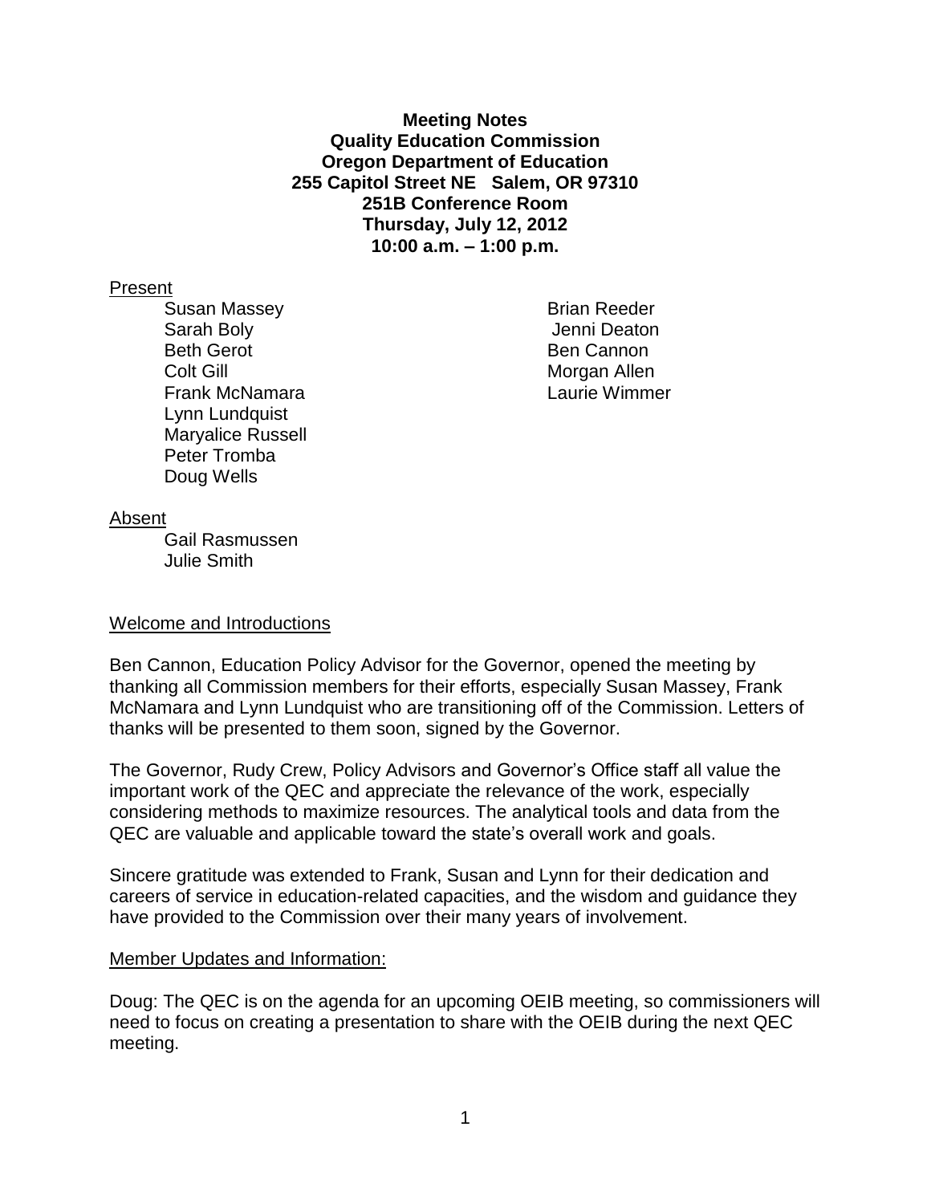**Meeting Notes**
**Quality Education Commission**
**Oregon Department of Education**
**255 Capitol Street NE Salem, OR 97310**
**251B Conference Room**
**Thursday, July 12, 2012**
**10:00 a.m. – 1:00 p.m.**

Present

- Susan Massey
- Sarah Boly
- Beth Gerot
- Colt Gill
- Frank McNamara
- Lynn Lundquist
- Maryalice Russell
- Peter Tromba
- Doug Wells
- Brian Reeder
- Jenni Deaton
- Ben Cannon
- Morgan Allen
- Laurie Wimmer

Absent

- Gail Rasmussen
- Julie Smith

Welcome and Introductions

Ben Cannon, Education Policy Advisor for the Governor, opened the meeting by thanking all Commission members for their efforts, especially Susan Massey, Frank McNamara and Lynn Lundquist who are transitioning off of the Commission. Letters of thanks will be presented to them soon, signed by the Governor.

The Governor, Rudy Crew, Policy Advisors and Governor's Office staff all value the important work of the QEC and appreciate the relevance of the work, especially considering methods to maximize resources. The analytical tools and data from the QEC are valuable and applicable toward the state's overall work and goals.

Sincere gratitude was extended to Frank, Susan and Lynn for their dedication and careers of service in education-related capacities, and the wisdom and guidance they have provided to the Commission over their many years of involvement.

Member Updates and Information:

Doug: The QEC is on the agenda for an upcoming OEIB meeting, so commissioners will need to focus on creating a presentation to share with the OEIB during the next QEC meeting.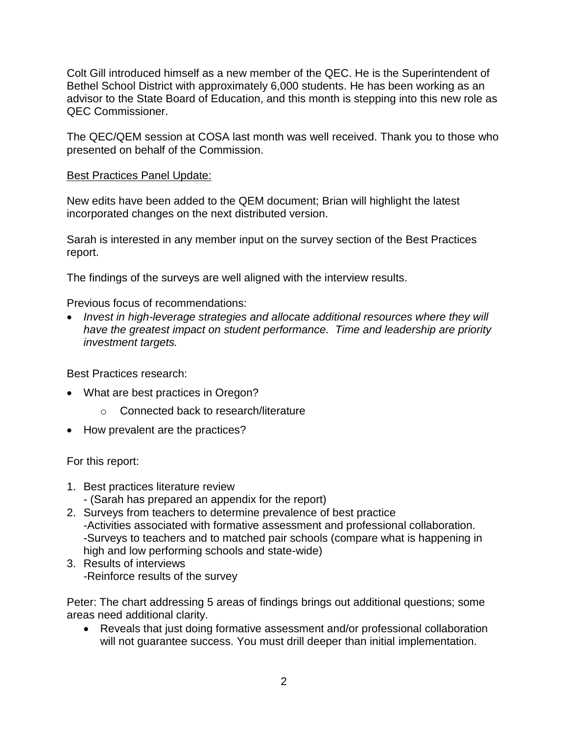Colt Gill introduced himself as a new member of the QEC. He is the Superintendent of Bethel School District with approximately 6,000 students. He has been working as an advisor to the State Board of Education, and this month is stepping into this new role as QEC Commissioner.

The QEC/QEM session at COSA last month was well received. Thank you to those who presented on behalf of the Commission.

<u>Best Practices Panel Update:</u>

New edits have been added to the QEM document; Brian will highlight the latest incorporated changes on the next distributed version.

Sarah is interested in any member input on the survey section of the Best Practices report.

The findings of the surveys are well aligned with the interview results.

Previous focus of recommendations:

- *Invest in high-leverage strategies and allocate additional resources where they will have the greatest impact on student performance. Time and leadership are priority investment targets.*

Best Practices research:

- What are best practices in Oregon?
  - Connected back to research/literature
- How prevalent are the practices?

For this report:

1. Best practices literature review
   - (Sarah has prepared an appendix for the report)
2. Surveys from teachers to determine prevalence of best practice
   -Activities associated with formative assessment and professional collaboration.
   -Surveys to teachers and to matched pair schools (compare what is happening in high and low performing schools and state-wide)
3. Results of interviews
   -Reinforce results of the survey

Peter: The chart addressing 5 areas of findings brings out additional questions; some areas need additional clarity.

- Reveals that just doing formative assessment and/or professional collaboration will not guarantee success. You must drill deeper than initial implementation.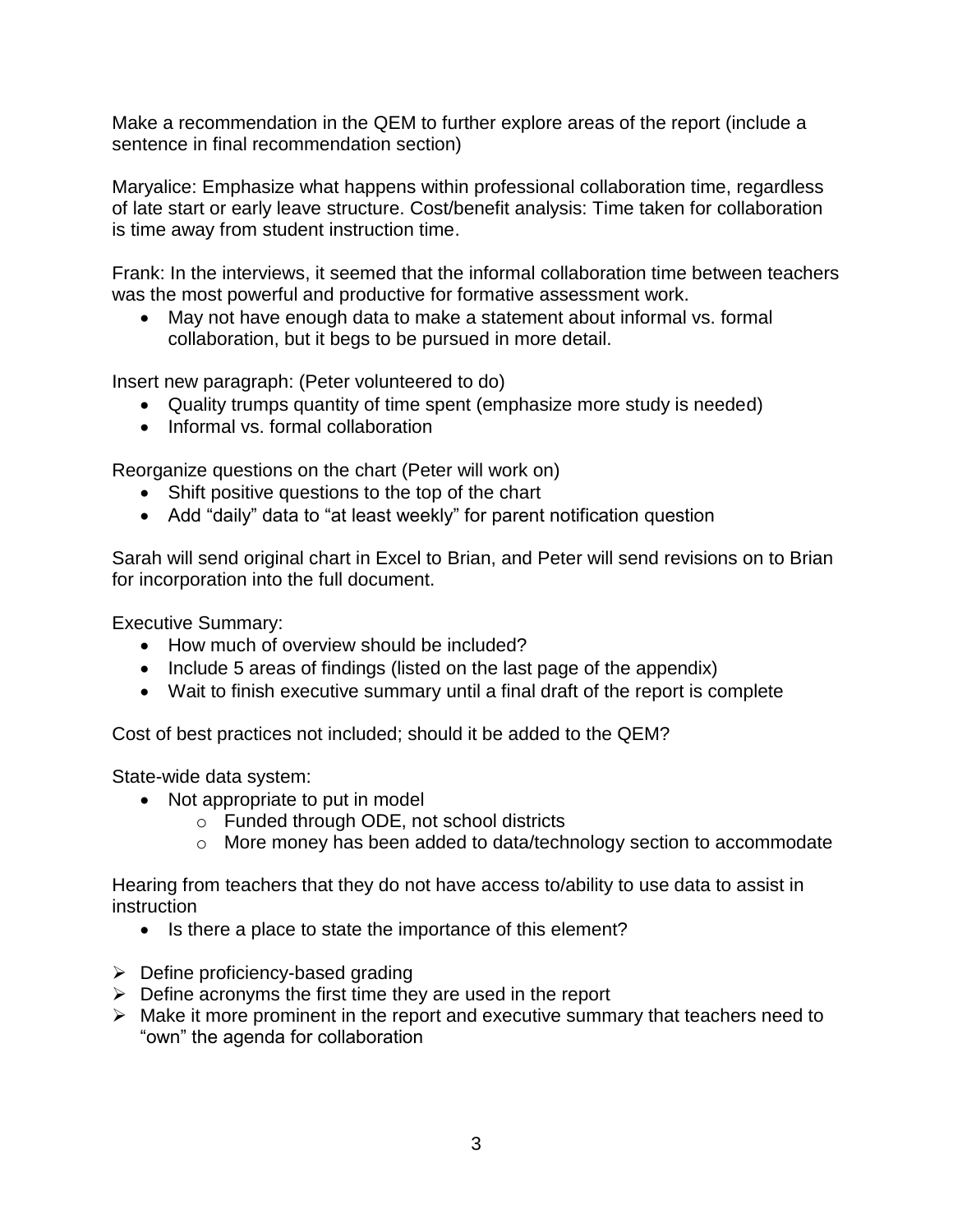Make a recommendation in the QEM to further explore areas of the report (include a sentence in final recommendation section)

Maryalice: Emphasize what happens within professional collaboration time, regardless of late start or early leave structure. Cost/benefit analysis: Time taken for collaboration is time away from student instruction time.

Frank: In the interviews, it seemed that the informal collaboration time between teachers was the most powerful and productive for formative assessment work.

- May not have enough data to make a statement about informal vs. formal collaboration, but it begs to be pursued in more detail.

Insert new paragraph: (Peter volunteered to do)

- Quality trumps quantity of time spent (emphasize more study is needed)
- Informal vs. formal collaboration

Reorganize questions on the chart (Peter will work on)

- Shift positive questions to the top of the chart
- Add “daily” data to “at least weekly” for parent notification question

Sarah will send original chart in Excel to Brian, and Peter will send revisions on to Brian for incorporation into the full document.

Executive Summary:

- How much of overview should be included?
- Include 5 areas of findings (listed on the last page of the appendix)
- Wait to finish executive summary until a final draft of the report is complete

Cost of best practices not included; should it be added to the QEM?

State-wide data system:

- Not appropriate to put in model
  - Funded through ODE, not school districts
  - More money has been added to data/technology section to accommodate

Hearing from teachers that they do not have access to/ability to use data to assist in instruction

- Is there a place to state the importance of this element?

- Define proficiency-based grading
- Define acronyms the first time they are used in the report
- Make it more prominent in the report and executive summary that teachers need to “own” the agenda for collaboration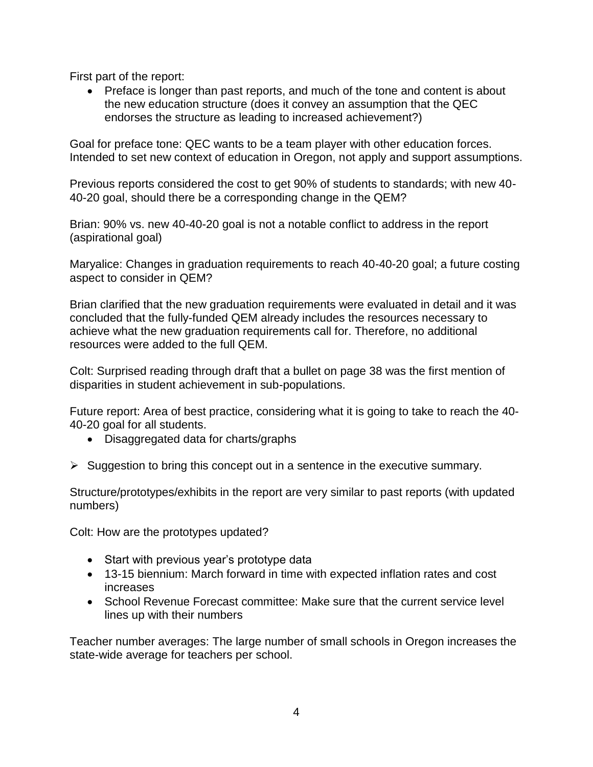First part of the report:

- Preface is longer than past reports, and much of the tone and content is about the new education structure (does it convey an assumption that the QEC endorses the structure as leading to increased achievement?)

Goal for preface tone: QEC wants to be a team player with other education forces. Intended to set new context of education in Oregon, not apply and support assumptions.

Previous reports considered the cost to get 90% of students to standards; with new 40-40-20 goal, should there be a corresponding change in the QEM?

Brian: 90% vs. new 40-40-20 goal is not a notable conflict to address in the report (aspirational goal)

Maryalice: Changes in graduation requirements to reach 40-40-20 goal; a future costing aspect to consider in QEM?

Brian clarified that the new graduation requirements were evaluated in detail and it was concluded that the fully-funded QEM already includes the resources necessary to achieve what the new graduation requirements call for. Therefore, no additional resources were added to the full QEM.

Colt: Surprised reading through draft that a bullet on page 38 was the first mention of disparities in student achievement in sub-populations.

Future report: Area of best practice, considering what it is going to take to reach the 40-40-20 goal for all students.

- Disaggregated data for charts/graphs

➢ Suggestion to bring this concept out in a sentence in the executive summary.

Structure/prototypes/exhibits in the report are very similar to past reports (with updated numbers)

Colt: How are the prototypes updated?

- Start with previous year's prototype data
- 13-15 biennium: March forward in time with expected inflation rates and cost increases
- School Revenue Forecast committee: Make sure that the current service level lines up with their numbers

Teacher number averages: The large number of small schools in Oregon increases the state-wide average for teachers per school.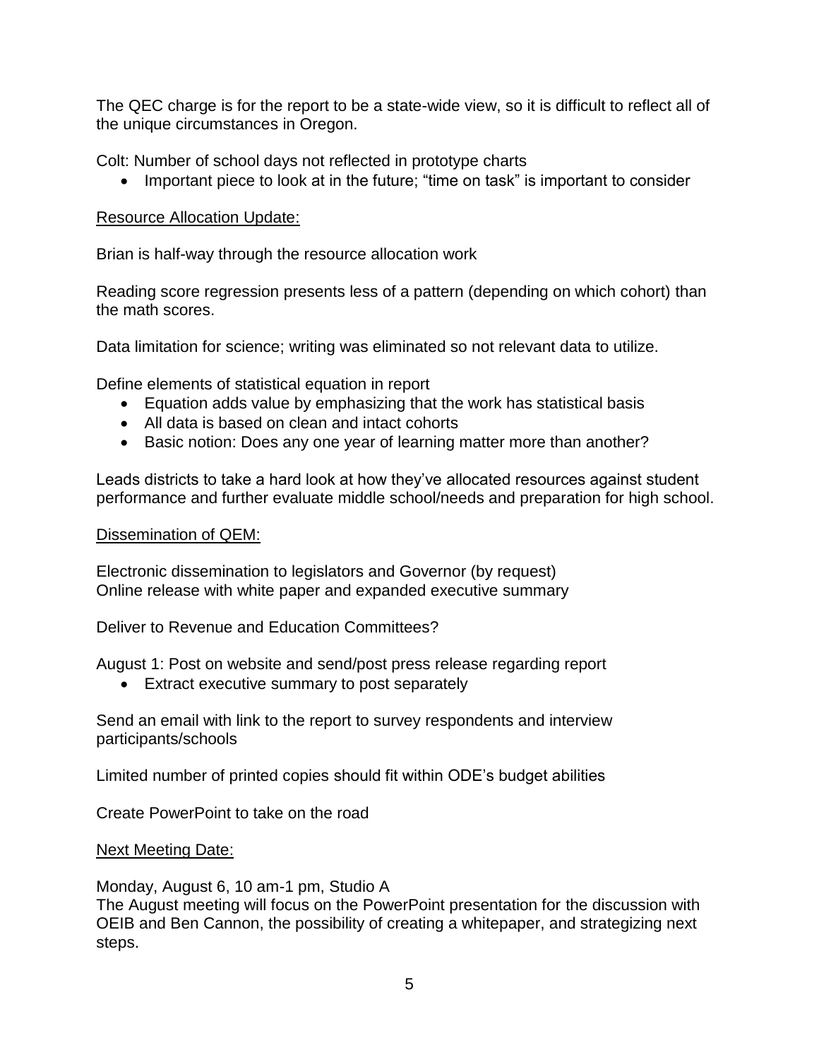The QEC charge is for the report to be a state-wide view, so it is difficult to reflect all of the unique circumstances in Oregon.

Colt: Number of school days not reflected in prototype charts

- Important piece to look at in the future; "time on task" is important to consider

<u>Resource Allocation Update:</u>

Brian is half-way through the resource allocation work

Reading score regression presents less of a pattern (depending on which cohort) than the math scores.

Data limitation for science; writing was eliminated so not relevant data to utilize.

Define elements of statistical equation in report

- Equation adds value by emphasizing that the work has statistical basis
- All data is based on clean and intact cohorts
- Basic notion: Does any one year of learning matter more than another?

Leads districts to take a hard look at how they've allocated resources against student performance and further evaluate middle school/needs and preparation for high school.

<u>Dissemination of QEM:</u>

Electronic dissemination to legislators and Governor (by request)
Online release with white paper and expanded executive summary

Deliver to Revenue and Education Committees?

August 1: Post on website and send/post press release regarding report

- Extract executive summary to post separately

Send an email with link to the report to survey respondents and interview participants/schools

Limited number of printed copies should fit within ODE's budget abilities

Create PowerPoint to take on the road

<u>Next Meeting Date:</u>

Monday, August 6, 10 am-1 pm, Studio A
The August meeting will focus on the PowerPoint presentation for the discussion with OEIB and Ben Cannon, the possibility of creating a whitepaper, and strategizing next steps.